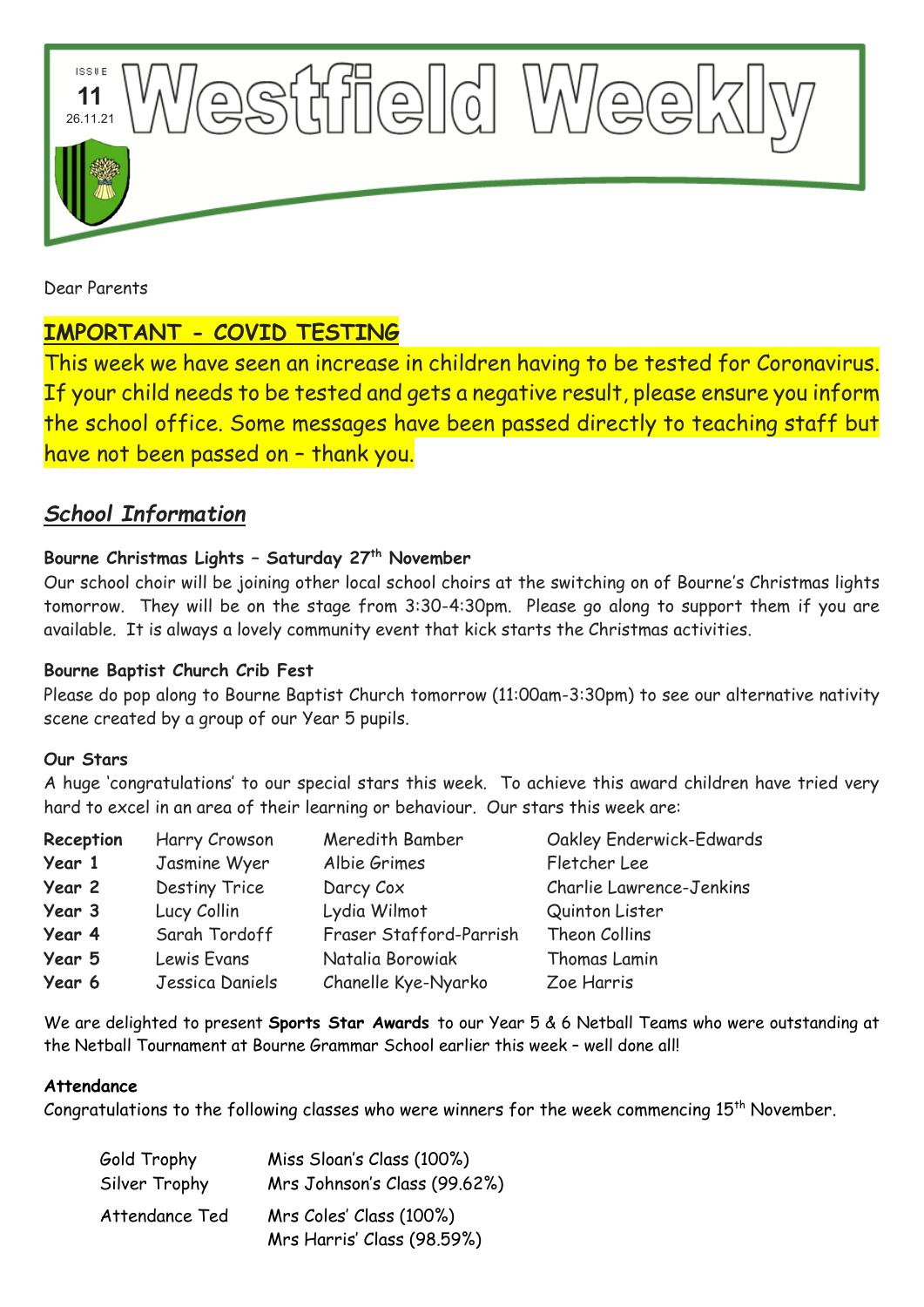# Westfield Weekly

ISSUE 11
26.11.21

Dear Parents

## IMPORTANT - COVID TESTING

This week we have seen an increase in children having to be tested for Coronavirus. If your child needs to be tested and gets a negative result, please ensure you inform the school office. Some messages have been passed directly to teaching staff but have not been passed on – thank you.

## *School Information*

**Bourne Christmas Lights – Saturday 27th November**

Our school choir will be joining other local school choirs at the switching on of Bourne's Christmas lights tomorrow. They will be on the stage from 3:30-4:30pm. Please go along to support them if you are available. It is always a lovely community event that kick starts the Christmas activities.

**Bourne Baptist Church Crib Fest**

Please do pop along to Bourne Baptist Church tomorrow (11:00am-3:30pm) to see our alternative nativity scene created by a group of our Year 5 pupils.

**Our Stars**

A huge 'congratulations' to our special stars this week. To achieve this award children have tried very hard to excel in an area of their learning or behaviour. Our stars this week are:

| | | | |
|---|---|---|---|
| **Reception** | Harry Crowson | Meredith Bamber | Oakley Enderwick-Edwards |
| **Year 1** | Jasmine Wyer | Albie Grimes | Fletcher Lee |
| **Year 2** | Destiny Trice | Darcy Cox | Charlie Lawrence-Jenkins |
| **Year 3** | Lucy Collin | Lydia Wilmot | Quinton Lister |
| **Year 4** | Sarah Tordoff | Fraser Stafford-Parrish | Theon Collins |
| **Year 5** | Lewis Evans | Natalia Borowiak | Thomas Lamin |
| **Year 6** | Jessica Daniels | Chanelle Kye-Nyarko | Zoe Harris |

We are delighted to present **Sports Star Awards** to our Year 5 & 6 Netball Teams who were outstanding at the Netball Tournament at Bourne Grammar School earlier this week – well done all!

**Attendance**

Congratulations to the following classes who were winners for the week commencing 15th November.

| | |
|---|---|
| Gold Trophy | Miss Sloan's Class (100%) |
| Silver Trophy | Mrs Johnson's Class (99.62%) |
| Attendance Ted | Mrs Coles' Class (100%)<br>Mrs Harris' Class (98.59%) |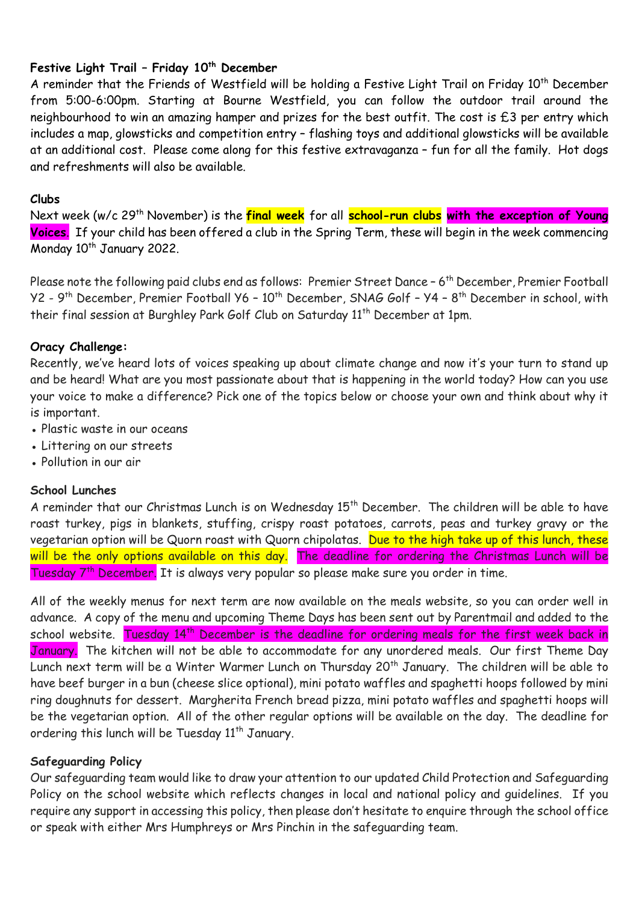**Festive Light Trail – Friday 10th December**

A reminder that the Friends of Westfield will be holding a Festive Light Trail on Friday 10th December from 5:00-6:00pm. Starting at Bourne Westfield, you can follow the outdoor trail around the neighbourhood to win an amazing hamper and prizes for the best outfit. The cost is £3 per entry which includes a map, glowsticks and competition entry – flashing toys and additional glowsticks will be available at an additional cost. Please come along for this festive extravaganza – fun for all the family. Hot dogs and refreshments will also be available.

**Clubs**

Next week (w/c 29th November) is the **final week** for all **school-run clubs** **with the exception of Young Voices**. If your child has been offered a club in the Spring Term, these will begin in the week commencing Monday 10th January 2022.

Please note the following paid clubs end as follows: Premier Street Dance – 6th December, Premier Football Y2 - 9th December, Premier Football Y6 – 10th December, SNAG Golf – Y4 – 8th December in school, with their final session at Burghley Park Golf Club on Saturday 11th December at 1pm.

**Oracy Challenge:**

Recently, we've heard lots of voices speaking up about climate change and now it's your turn to stand up and be heard! What are you most passionate about that is happening in the world today? How can you use your voice to make a difference? Pick one of the topics below or choose your own and think about why it is important.

- Plastic waste in our oceans
- Littering on our streets
- Pollution in our air

**School Lunches**

A reminder that our Christmas Lunch is on Wednesday 15th December. The children will be able to have roast turkey, pigs in blankets, stuffing, crispy roast potatoes, carrots, peas and turkey gravy or the vegetarian option will be Quorn roast with Quorn chipolatas. Due to the high take up of this lunch, these will be the only options available on this day. The deadline for ordering the Christmas Lunch will be Tuesday 7th December. It is always very popular so please make sure you order in time.

All of the weekly menus for next term are now available on the meals website, so you can order well in advance. A copy of the menu and upcoming Theme Days has been sent out by Parentmail and added to the school website. Tuesday 14th December is the deadline for ordering meals for the first week back in January. The kitchen will not be able to accommodate for any unordered meals. Our first Theme Day Lunch next term will be a Winter Warmer Lunch on Thursday 20th January. The children will be able to have beef burger in a bun (cheese slice optional), mini potato waffles and spaghetti hoops followed by mini ring doughnuts for dessert. Margherita French bread pizza, mini potato waffles and spaghetti hoops will be the vegetarian option. All of the other regular options will be available on the day. The deadline for ordering this lunch will be Tuesday 11th January.

**Safeguarding Policy**

Our safeguarding team would like to draw your attention to our updated Child Protection and Safeguarding Policy on the school website which reflects changes in local and national policy and guidelines. If you require any support in accessing this policy, then please don't hesitate to enquire through the school office or speak with either Mrs Humphreys or Mrs Pinchin in the safeguarding team.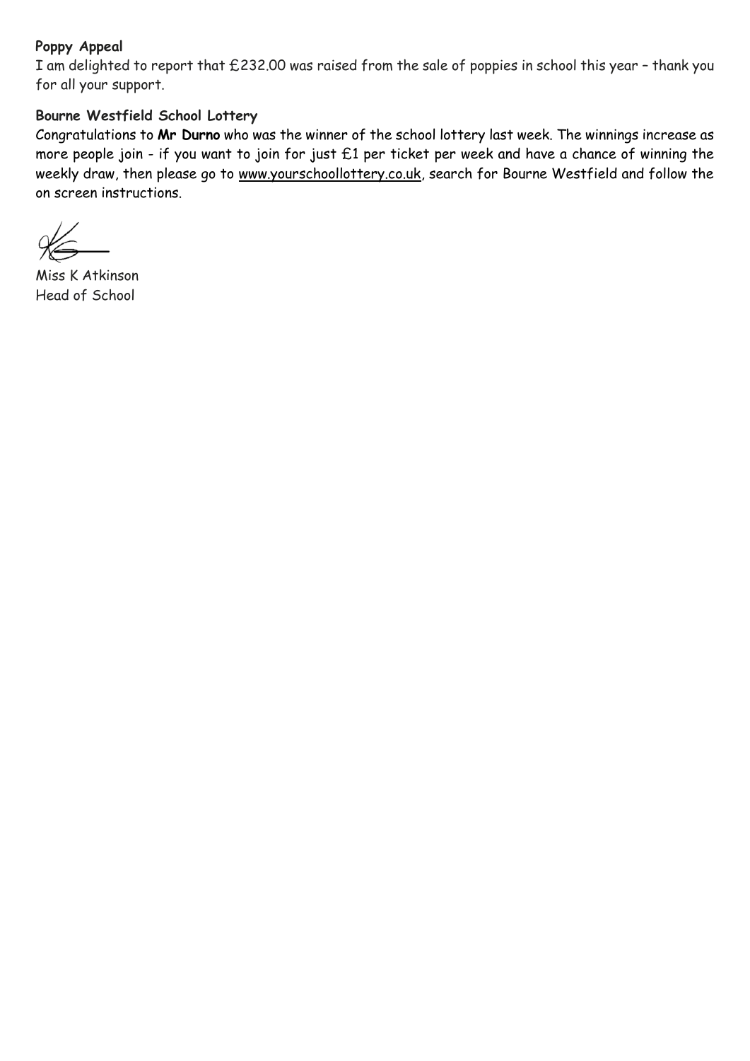**Poppy Appeal**

I am delighted to report that £232.00 was raised from the sale of poppies in school this year – thank you for all your support.

**Bourne Westfield School Lottery**

Congratulations to **Mr Durno** who was the winner of the school lottery last week. The winnings increase as more people join - if you want to join for just £1 per ticket per week and have a chance of winning the weekly draw, then please go to www.yourschoollottery.co.uk, search for Bourne Westfield and follow the on screen instructions.

Miss K Atkinson
Head of School